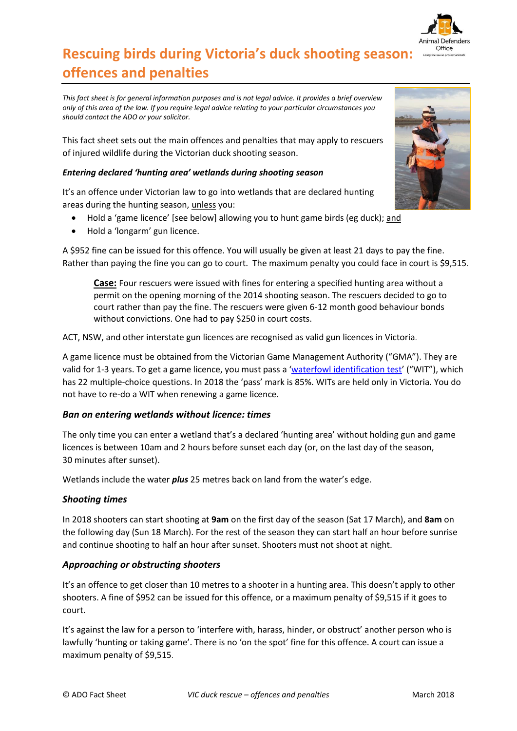# Rescuing birds during Victoria's duck shooting season: offences and penalties

*This fact sheet is for general information purposes and is not legal advice. It provides a brief overview only of this area of the law. If you require legal advice relating to your particular circumstances you should contact the ADO or your solicitor.*

This fact sheet sets out the main offences and penalties that may apply to rescuers of injured wildlife during the Victorian duck shooting season.

### *Entering declared 'hunting area' wetlands during shooting season*

It's an offence under Victorian law to go into wetlands that are declared hunting areas during the hunting season, unless you:

- Hold a 'game licence' [see below] allowing you to hunt game birds (eg duck); and
- Hold a 'longarm' gun licence.

A $952 fine can be issued for this offence. You will usually be given at least 21 days to pay the fine. Rather than paying the fine you can go to court. The maximum penalty you could face in court is $9,515.

> **Case:** Four rescuers were issued with fines for entering a specified hunting area without a permit on the opening morning of the 2014 shooting season. The rescuers decided to go to court rather than pay the fine. The rescuers were given 6-12 month good behaviour bonds without convictions. One had to pay $250 in court costs.

ACT, NSW, and other interstate gun licences are recognised as valid gun licences in Victoria.

A game licence must be obtained from the Victorian Game Management Authority ("GMA"). They are valid for 1-3 years. To get a game licence, you must pass a 'waterfowl identification test' ("WIT"), which has 22 multiple-choice questions. In 2018 the 'pass' mark is 85%. WITs are held only in Victoria. You do not have to re-do a WIT when renewing a game licence.

### *Ban on entering wetlands without licence: times*

The only time you can enter a wetland that's a declared 'hunting area' without holding gun and game licences is between 10am and 2 hours before sunset each day (or, on the last day of the season, 30 minutes after sunset).

Wetlands include the water ***plus*** 25 metres back on land from the water's edge.

### *Shooting times*

In 2018 shooters can start shooting at **9am** on the first day of the season (Sat 17 March), and **8am** on the following day (Sun 18 March). For the rest of the season they can start half an hour before sunrise and continue shooting to half an hour after sunset. Shooters must not shoot at night.

### *Approaching or obstructing shooters*

It's an offence to get closer than 10 metres to a shooter in a hunting area. This doesn't apply to other shooters. A fine of $952 can be issued for this offence, or a maximum penalty of $9,515 if it goes to court.

It's against the law for a person to 'interfere with, harass, hinder, or obstruct' another person who is lawfully 'hunting or taking game'. There is no 'on the spot' fine for this offence. A court can issue a maximum penalty of $9,515.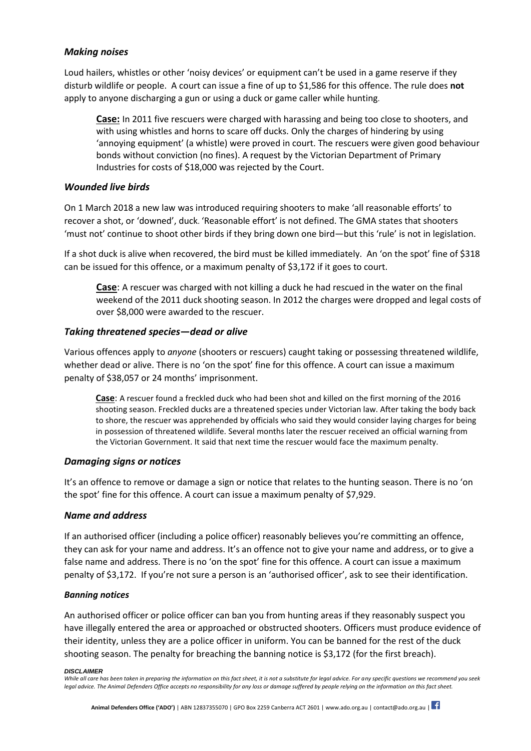### *Making noises*

Loud hailers, whistles or other 'noisy devices' or equipment can't be used in a game reserve if they disturb wildlife or people. A court can issue a fine of up to $1,586 for this offence. The rule does **not** apply to anyone discharging a gun or using a duck or game caller while hunting.

> **Case:** In 2011 five rescuers were charged with harassing and being too close to shooters, and with using whistles and horns to scare off ducks. Only the charges of hindering by using 'annoying equipment' (a whistle) were proved in court. The rescuers were given good behaviour bonds without conviction (no fines). A request by the Victorian Department of Primary Industries for costs of $18,000 was rejected by the Court.

### *Wounded live birds*

On 1 March 2018 a new law was introduced requiring shooters to make 'all reasonable efforts' to recover a shot, or 'downed', duck. 'Reasonable effort' is not defined. The GMA states that shooters 'must not' continue to shoot other birds if they bring down one bird—but this 'rule' is not in legislation.

If a shot duck is alive when recovered, the bird must be killed immediately. An 'on the spot' fine of $318 can be issued for this offence, or a maximum penalty of $3,172 if it goes to court.

> **Case**: A rescuer was charged with not killing a duck he had rescued in the water on the final weekend of the 2011 duck shooting season. In 2012 the charges were dropped and legal costs of over $8,000 were awarded to the rescuer.

### *Taking threatened species—dead or alive*

Various offences apply to *anyone* (shooters or rescuers) caught taking or possessing threatened wildlife, whether dead or alive. There is no 'on the spot' fine for this offence. A court can issue a maximum penalty of $38,057 or 24 months' imprisonment.

> **Case**: A rescuer found a freckled duck who had been shot and killed on the first morning of the 2016 shooting season. Freckled ducks are a threatened species under Victorian law. After taking the body back to shore, the rescuer was apprehended by officials who said they would consider laying charges for being in possession of threatened wildlife. Several months later the rescuer received an official warning from the Victorian Government. It said that next time the rescuer would face the maximum penalty.

### *Damaging signs or notices*

It's an offence to remove or damage a sign or notice that relates to the hunting season. There is no 'on the spot' fine for this offence. A court can issue a maximum penalty of $7,929.

### *Name and address*

If an authorised officer (including a police officer) reasonably believes you're committing an offence, they can ask for your name and address. It's an offence not to give your name and address, or to give a false name and address. There is no 'on the spot' fine for this offence. A court can issue a maximum penalty of $3,172. If you're not sure a person is an 'authorised officer', ask to see their identification.

#### *Banning notices*

An authorised officer or police officer can ban you from hunting areas if they reasonably suspect you have illegally entered the area or approached or obstructed shooters. Officers must produce evidence of their identity, unless they are a police officer in uniform. You can be banned for the rest of the duck shooting season. The penalty for breaching the banning notice is $3,172 (for the first breach).

***DISCLAIMER***

*While all care has been taken in preparing the information on this fact sheet, it is not a substitute for legal advice. For any specific questions we recommend you seek legal advice. The Animal Defenders Office accepts no responsibility for any loss or damage suffered by people relying on the information on this fact sheet.*

**Animal Defenders Office ('ADO')** | ABN 12837355070 | GPO Box 2259 Canberra ACT 2601 | www.ado.org.au | contact@ado.org.au |